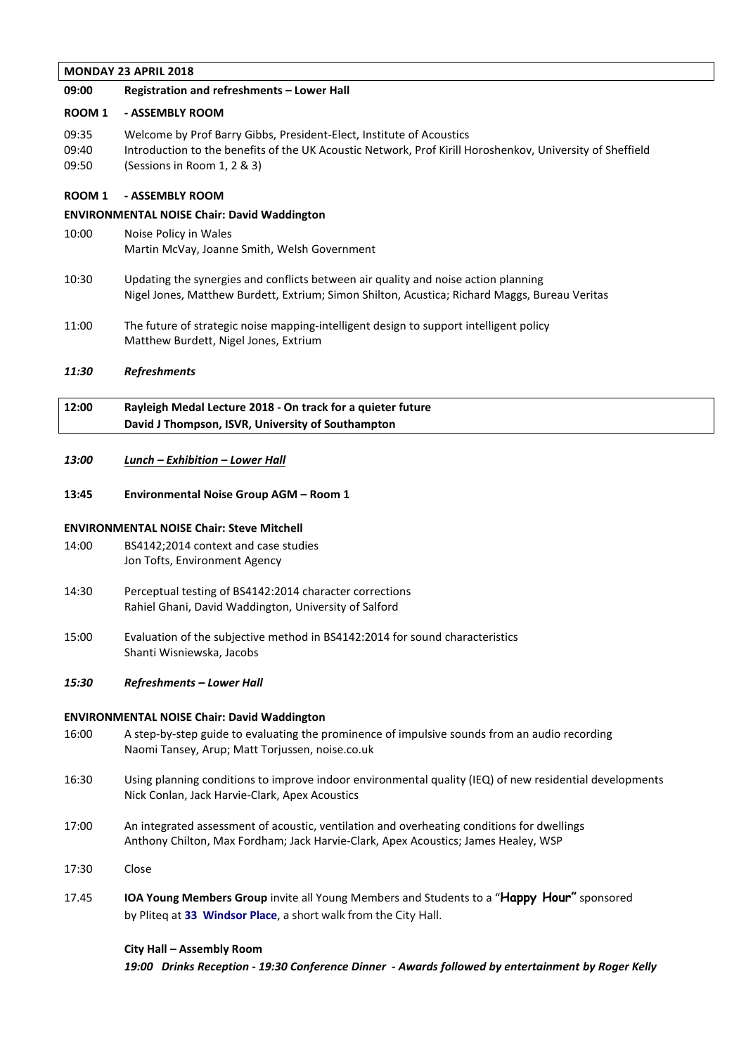**MONDAY 23 APRIL 2018**

**09:00 Registration and refreshments – Lower Hall**

**ROOM 1 - ASSEMBLY ROOM**

09:35 Welcome by Prof Barry Gibbs, President-Elect, Institute of Acoustics

09:40 Introduction to the benefits of the UK Acoustic Network, Prof Kirill Horoshenkov, University of Sheffield

09:50 (Sessions in Room 1, 2 & 3)

**ROOM 1 - ASSEMBLY ROOM**

**ENVIRONMENTAL NOISE Chair: David Waddington**

10:00 Noise Policy in Wales
Martin McVay, Joanne Smith, Welsh Government

10:30 Updating the synergies and conflicts between air quality and noise action planning
Nigel Jones, Matthew Burdett, Extrium; Simon Shilton, Acustica; Richard Maggs, Bureau Veritas

11:00 The future of strategic noise mapping-intelligent design to support intelligent policy
Matthew Burdett, Nigel Jones, Extrium

***11:30 Refreshments***

**12:00 Rayleigh Medal Lecture 2018 - On track for a quieter future**
**David J Thompson, ISVR, University of Southampton**

***13:00 Lunch – Exhibition – Lower Hall***

**13:45 Environmental Noise Group AGM – Room 1**

**ENVIRONMENTAL NOISE Chair: Steve Mitchell**

14:00 BS4142;2014 context and case studies
Jon Tofts, Environment Agency

14:30 Perceptual testing of BS4142:2014 character corrections
Rahiel Ghani, David Waddington, University of Salford

15:00 Evaluation of the subjective method in BS4142:2014 for sound characteristics
Shanti Wisniewska, Jacobs

***15:30 Refreshments – Lower Hall***

**ENVIRONMENTAL NOISE Chair: David Waddington**

16:00 A step-by-step guide to evaluating the prominence of impulsive sounds from an audio recording
Naomi Tansey, Arup; Matt Torjussen, noise.co.uk

16:30 Using planning conditions to improve indoor environmental quality (IEQ) of new residential developments
Nick Conlan, Jack Harvie-Clark, Apex Acoustics

17:00 An integrated assessment of acoustic, ventilation and overheating conditions for dwellings
Anthony Chilton, Max Fordham; Jack Harvie-Clark, Apex Acoustics; James Healey, WSP

17:30 Close

17.45 **IOA Young Members Group** invite all Young Members and Students to a "**Happy Hour"** sponsored by Pliteq at **33 Windsor Place**, a short walk from the City Hall.

**City Hall – Assembly Room**

***19:00 Drinks Reception - 19:30 Conference Dinner - Awards followed by entertainment by Roger Kelly***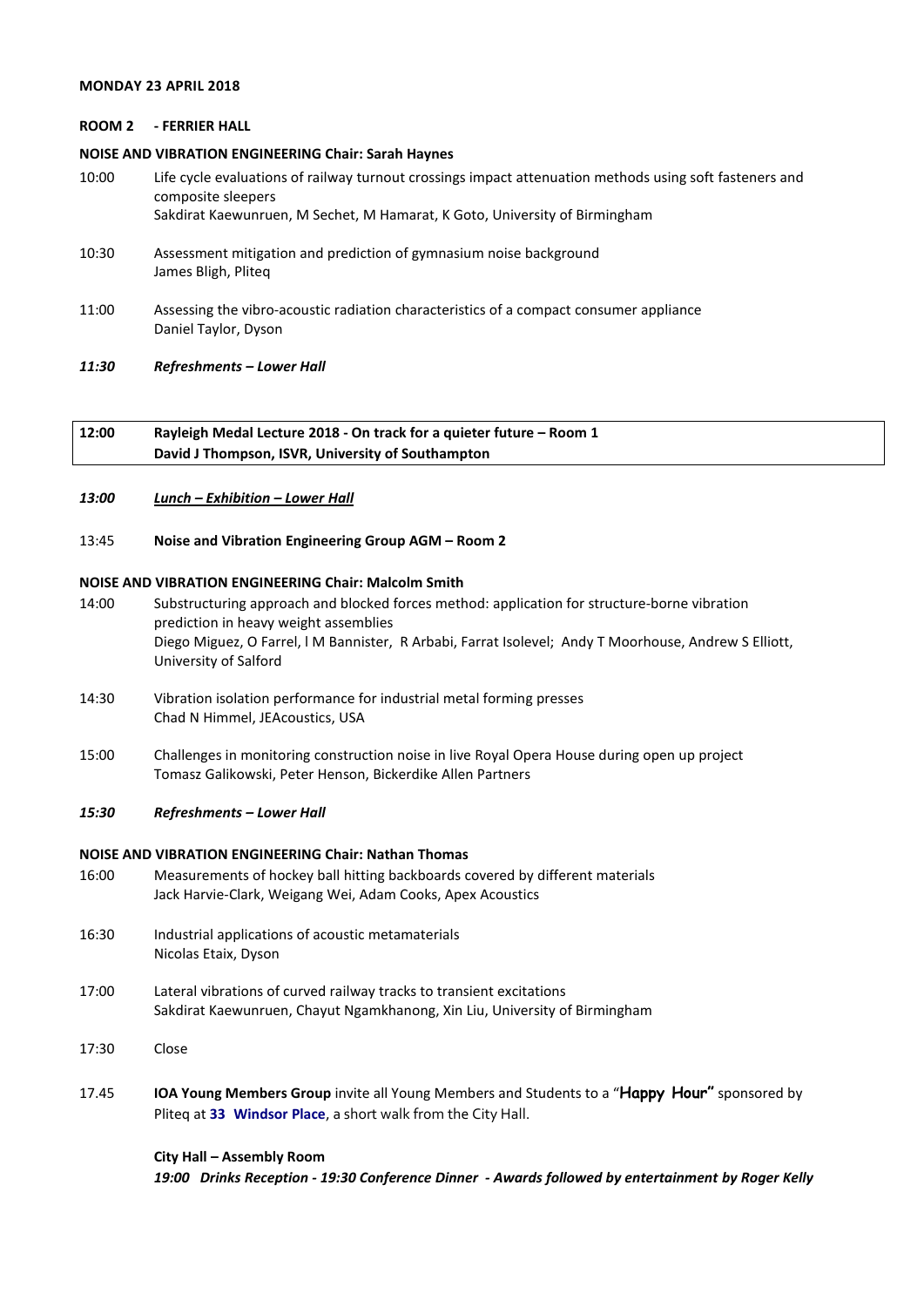**MONDAY 23 APRIL 2018**

**ROOM 2 - FERRIER HALL**

**NOISE AND VIBRATION ENGINEERING Chair: Sarah Haynes**

10:00 Life cycle evaluations of railway turnout crossings impact attenuation methods using soft fasteners and composite sleepers
Sakdirat Kaewunruen, M Sechet, M Hamarat, K Goto, University of Birmingham

10:30 Assessment mitigation and prediction of gymnasium noise background
James Bligh, Pliteq

11:00 Assessing the vibro-acoustic radiation characteristics of a compact consumer appliance
Daniel Taylor, Dyson

***11:30 Refreshments – Lower Hall***

**12:00 Rayleigh Medal Lecture 2018 - On track for a quieter future – Room 1**
**David J Thompson, ISVR, University of Southampton**

***13:00 Lunch – Exhibition – Lower Hall***

13:45 **Noise and Vibration Engineering Group AGM – Room 2**

**NOISE AND VIBRATION ENGINEERING Chair: Malcolm Smith**

14:00 Substructuring approach and blocked forces method: application for structure-borne vibration prediction in heavy weight assemblies
Diego Miguez, O Farrel, l M Bannister, R Arbabi, Farrat Isolevel; Andy T Moorhouse, Andrew S Elliott, University of Salford

14:30 Vibration isolation performance for industrial metal forming presses
Chad N Himmel, JEAcoustics, USA

15:00 Challenges in monitoring construction noise in live Royal Opera House during open up project
Tomasz Galikowski, Peter Henson, Bickerdike Allen Partners

***15:30 Refreshments – Lower Hall***

**NOISE AND VIBRATION ENGINEERING Chair: Nathan Thomas**

16:00 Measurements of hockey ball hitting backboards covered by different materials
Jack Harvie-Clark, Weigang Wei, Adam Cooks, Apex Acoustics

16:30 Industrial applications of acoustic metamaterials
Nicolas Etaix, Dyson

17:00 Lateral vibrations of curved railway tracks to transient excitations
Sakdirat Kaewunruen, Chayut Ngamkhanong, Xin Liu, University of Birmingham

17:30 Close

17.45 **IOA Young Members Group** invite all Young Members and Students to a "**Happy Hour"** sponsored by Pliteq at **33 Windsor Place**, a short walk from the City Hall.

**City Hall – Assembly Room**
***19:00 Drinks Reception - 19:30 Conference Dinner - Awards followed by entertainment by Roger Kelly***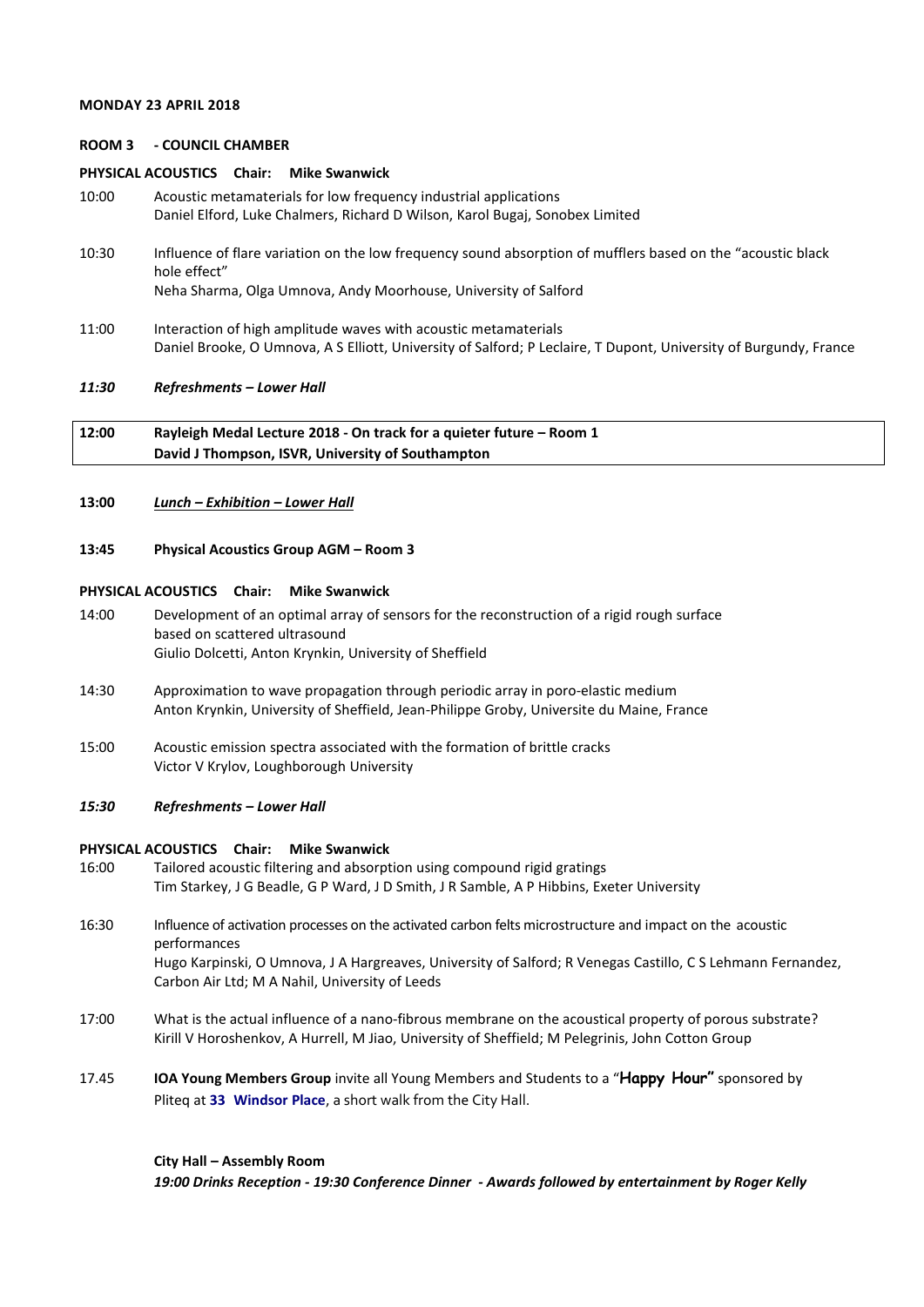**MONDAY 23 APRIL 2018**

**ROOM 3 - COUNCIL CHAMBER**

**PHYSICAL ACOUSTICS Chair: Mike Swanwick**

10:00 Acoustic metamaterials for low frequency industrial applications
Daniel Elford, Luke Chalmers, Richard D Wilson, Karol Bugaj, Sonobex Limited

10:30 Influence of flare variation on the low frequency sound absorption of mufflers based on the "acoustic black hole effect"
Neha Sharma, Olga Umnova, Andy Moorhouse, University of Salford

11:00 Interaction of high amplitude waves with acoustic metamaterials
Daniel Brooke, O Umnova, A S Elliott, University of Salford; P Leclaire, T Dupont, University of Burgundy, France

***11:30 Refreshments – Lower Hall***

**12:00 Rayleigh Medal Lecture 2018 - On track for a quieter future – Room 1**
**David J Thompson, ISVR, University of Southampton**

**13:00** ***Lunch – Exhibition – Lower Hall***

**13:45 Physical Acoustics Group AGM – Room 3**

**PHYSICAL ACOUSTICS Chair: Mike Swanwick**

14:00 Development of an optimal array of sensors for the reconstruction of a rigid rough surface based on scattered ultrasound
Giulio Dolcetti, Anton Krynkin, University of Sheffield

14:30 Approximation to wave propagation through periodic array in poro-elastic medium
Anton Krynkin, University of Sheffield, Jean-Philippe Groby, Universite du Maine, France

15:00 Acoustic emission spectra associated with the formation of brittle cracks
Victor V Krylov, Loughborough University

***15:30 Refreshments – Lower Hall***

**PHYSICAL ACOUSTICS Chair: Mike Swanwick**

16:00 Tailored acoustic filtering and absorption using compound rigid gratings
Tim Starkey, J G Beadle, G P Ward, J D Smith, J R Samble, A P Hibbins, Exeter University

16:30 Influence of activation processes on the activated carbon felts microstructure and impact on the acoustic performances
Hugo Karpinski, O Umnova, J A Hargreaves, University of Salford; R Venegas Castillo, C S Lehmann Fernandez, Carbon Air Ltd; M A Nahil, University of Leeds

17:00 What is the actual influence of a nano-fibrous membrane on the acoustical property of porous substrate?
Kirill V Horoshenkov, A Hurrell, M Jiao, University of Sheffield; M Pelegrinis, John Cotton Group

17.45 **IOA Young Members Group** invite all Young Members and Students to a "**Happy Hour"** sponsored by Pliteq at **33 Windsor Place**, a short walk from the City Hall.

**City Hall – Assembly Room**
***19:00 Drinks Reception - 19:30 Conference Dinner - Awards followed by entertainment by Roger Kelly***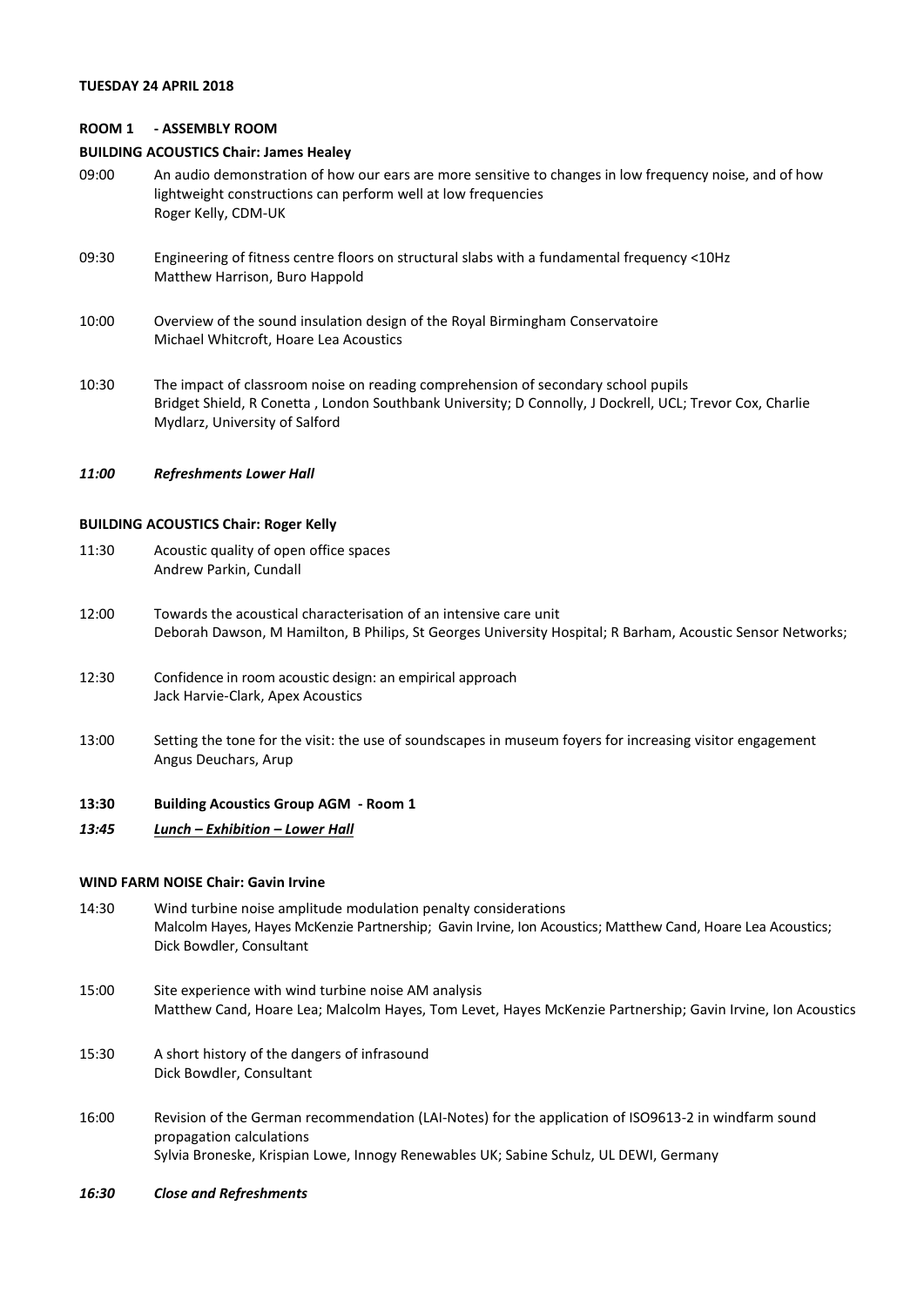**TUESDAY 24 APRIL 2018**

**ROOM 1 - ASSEMBLY ROOM**

**BUILDING ACOUSTICS Chair: James Healey**

09:00 An audio demonstration of how our ears are more sensitive to changes in low frequency noise, and of how lightweight constructions can perform well at low frequencies
Roger Kelly, CDM-UK

09:30 Engineering of fitness centre floors on structural slabs with a fundamental frequency <10Hz
Matthew Harrison, Buro Happold

10:00 Overview of the sound insulation design of the Royal Birmingham Conservatoire
Michael Whitcroft, Hoare Lea Acoustics

10:30 The impact of classroom noise on reading comprehension of secondary school pupils
Bridget Shield, R Conetta , London Southbank University; D Connolly, J Dockrell, UCL; Trevor Cox, Charlie Mydlarz, University of Salford

***11:00 Refreshments Lower Hall***

**BUILDING ACOUSTICS Chair: Roger Kelly**

11:30 Acoustic quality of open office spaces
Andrew Parkin, Cundall

12:00 Towards the acoustical characterisation of an intensive care unit
Deborah Dawson, M Hamilton, B Philips, St Georges University Hospital; R Barham, Acoustic Sensor Networks;

12:30 Confidence in room acoustic design: an empirical approach
Jack Harvie-Clark, Apex Acoustics

13:00 Setting the tone for the visit: the use of soundscapes in museum foyers for increasing visitor engagement
Angus Deuchars, Arup

**13:30 Building Acoustics Group AGM - Room 1**

***13:45 <u>Lunch – Exhibition – Lower Hall</u>***

**WIND FARM NOISE Chair: Gavin Irvine**

14:30 Wind turbine noise amplitude modulation penalty considerations
Malcolm Hayes, Hayes McKenzie Partnership; Gavin Irvine, Ion Acoustics; Matthew Cand, Hoare Lea Acoustics; Dick Bowdler, Consultant

15:00 Site experience with wind turbine noise AM analysis
Matthew Cand, Hoare Lea; Malcolm Hayes, Tom Levet, Hayes McKenzie Partnership; Gavin Irvine, Ion Acoustics

15:30 A short history of the dangers of infrasound
Dick Bowdler, Consultant

16:00 Revision of the German recommendation (LAI-Notes) for the application of ISO9613-2 in windfarm sound propagation calculations
Sylvia Broneske, Krispian Lowe, Innogy Renewables UK; Sabine Schulz, UL DEWI, Germany

***16:30 Close and Refreshments***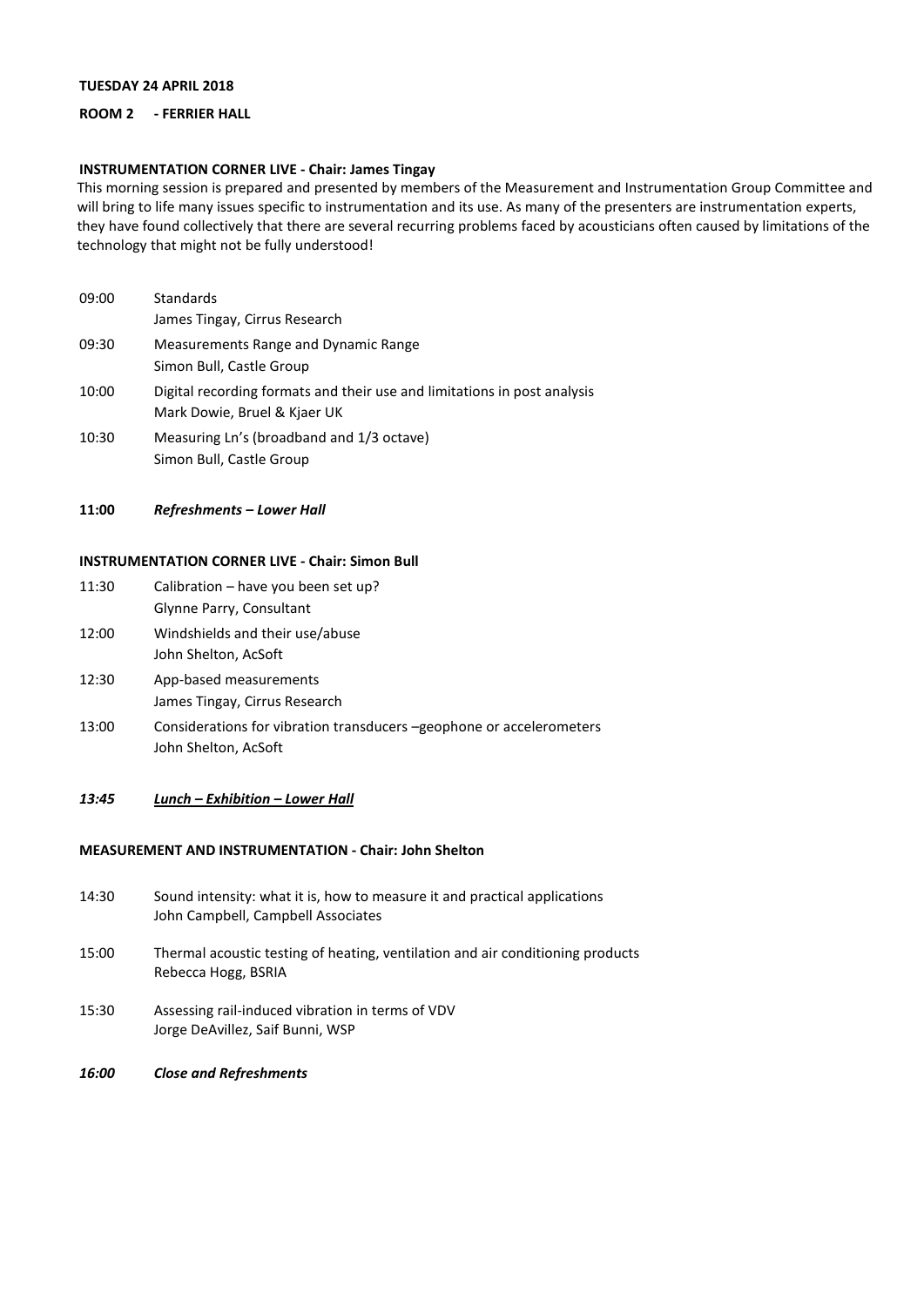**TUESDAY 24 APRIL 2018**

**ROOM 2 - FERRIER HALL**

**INSTRUMENTATION CORNER LIVE - Chair: James Tingay**

This morning session is prepared and presented by members of the Measurement and Instrumentation Group Committee and will bring to life many issues specific to instrumentation and its use. As many of the presenters are instrumentation experts, they have found collectively that there are several recurring problems faced by acousticians often caused by limitations of the technology that might not be fully understood!

| | |
|---|---|
| 09:00 | Standards<br>James Tingay, Cirrus Research |
| 09:30 | Measurements Range and Dynamic Range<br>Simon Bull, Castle Group |
| 10:00 | Digital recording formats and their use and limitations in post analysis<br>Mark Dowie, Bruel & Kjaer UK |
| 10:30 | Measuring Ln's (broadband and 1/3 octave)<br>Simon Bull, Castle Group |

**11:00** ***Refreshments – Lower Hall***

**INSTRUMENTATION CORNER LIVE - Chair: Simon Bull**

| | |
|---|---|
| 11:30 | Calibration – have you been set up?<br>Glynne Parry, Consultant |
| 12:00 | Windshields and their use/abuse<br>John Shelton, AcSoft |
| 12:30 | App-based measurements<br>James Tingay, Cirrus Research |
| 13:00 | Considerations for vibration transducers –geophone or accelerometers<br>John Shelton, AcSoft |

***13:45*** ***Lunch – Exhibition – Lower Hall***

**MEASUREMENT AND INSTRUMENTATION - Chair: John Shelton**

| | |
|---|---|
| 14:30 | Sound intensity: what it is, how to measure it and practical applications<br>John Campbell, Campbell Associates |
| 15:00 | Thermal acoustic testing of heating, ventilation and air conditioning products<br>Rebecca Hogg, BSRIA |
| 15:30 | Assessing rail-induced vibration in terms of VDV<br>Jorge DeAvillez, Saif Bunni, WSP |

***16:00*** ***Close and Refreshments***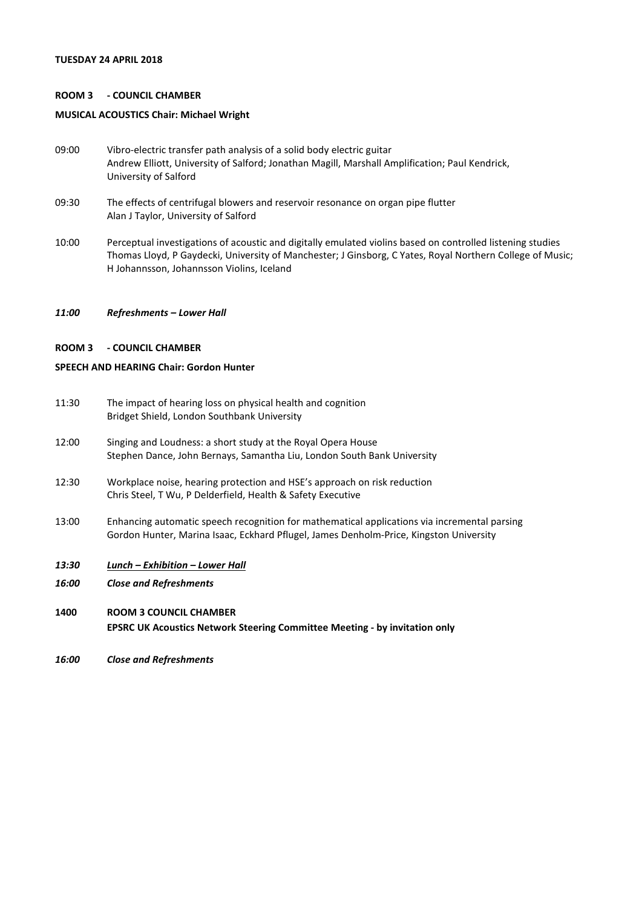**TUESDAY 24 APRIL 2018**

**ROOM 3 - COUNCIL CHAMBER**

**MUSICAL ACOUSTICS Chair: Michael Wright**

09:00 Vibro-electric transfer path analysis of a solid body electric guitar
Andrew Elliott, University of Salford; Jonathan Magill, Marshall Amplification; Paul Kendrick, University of Salford

09:30 The effects of centrifugal blowers and reservoir resonance on organ pipe flutter
Alan J Taylor, University of Salford

10:00 Perceptual investigations of acoustic and digitally emulated violins based on controlled listening studies
Thomas Lloyd, P Gaydecki, University of Manchester; J Ginsborg, C Yates, Royal Northern College of Music; H Johannsson, Johannsson Violins, Iceland

***11:00 Refreshments – Lower Hall***

**ROOM 3 - COUNCIL CHAMBER**

**SPEECH AND HEARING Chair: Gordon Hunter**

11:30 The impact of hearing loss on physical health and cognition
Bridget Shield, London Southbank University

12:00 Singing and Loudness: a short study at the Royal Opera House
Stephen Dance, John Bernays, Samantha Liu, London South Bank University

12:30 Workplace noise, hearing protection and HSE's approach on risk reduction
Chris Steel, T Wu, P Delderfield, Health & Safety Executive

13:00 Enhancing automatic speech recognition for mathematical applications via incremental parsing
Gordon Hunter, Marina Isaac, Eckhard Pflugel, James Denholm-Price, Kingston University

***13:30 Lunch – Exhibition – Lower Hall***

***16:00 Close and Refreshments***

**1400 ROOM 3 COUNCIL CHAMBER**
**EPSRC UK Acoustics Network Steering Committee Meeting - by invitation only**

***16:00 Close and Refreshments***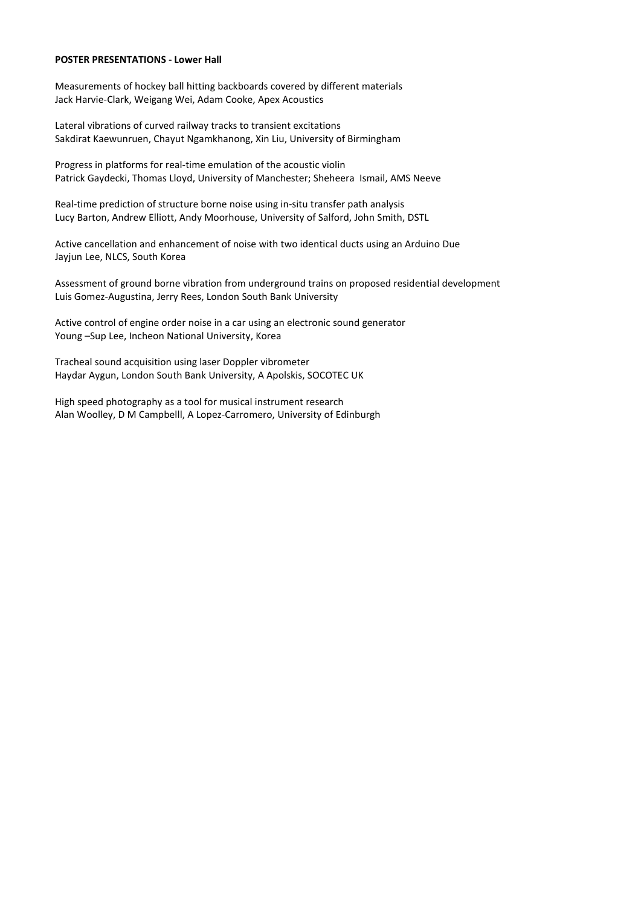**POSTER PRESENTATIONS - Lower Hall**

Measurements of hockey ball hitting backboards covered by different materials
Jack Harvie-Clark, Weigang Wei, Adam Cooke, Apex Acoustics

Lateral vibrations of curved railway tracks to transient excitations
Sakdirat Kaewunruen, Chayut Ngamkhanong, Xin Liu, University of Birmingham

Progress in platforms for real-time emulation of the acoustic violin
Patrick Gaydecki, Thomas Lloyd, University of Manchester; Sheheera Ismail, AMS Neeve

Real-time prediction of structure borne noise using in-situ transfer path analysis
Lucy Barton, Andrew Elliott, Andy Moorhouse, University of Salford, John Smith, DSTL

Active cancellation and enhancement of noise with two identical ducts using an Arduino Due
Jayjun Lee, NLCS, South Korea

Assessment of ground borne vibration from underground trains on proposed residential development
Luis Gomez-Augustina, Jerry Rees, London South Bank University

Active control of engine order noise in a car using an electronic sound generator
Young –Sup Lee, Incheon National University, Korea

Tracheal sound acquisition using laser Doppler vibrometer
Haydar Aygun, London South Bank University, A Apolskis, SOCOTEC UK

High speed photography as a tool for musical instrument research
Alan Woolley, D M Campbelll, A Lopez-Carromero, University of Edinburgh